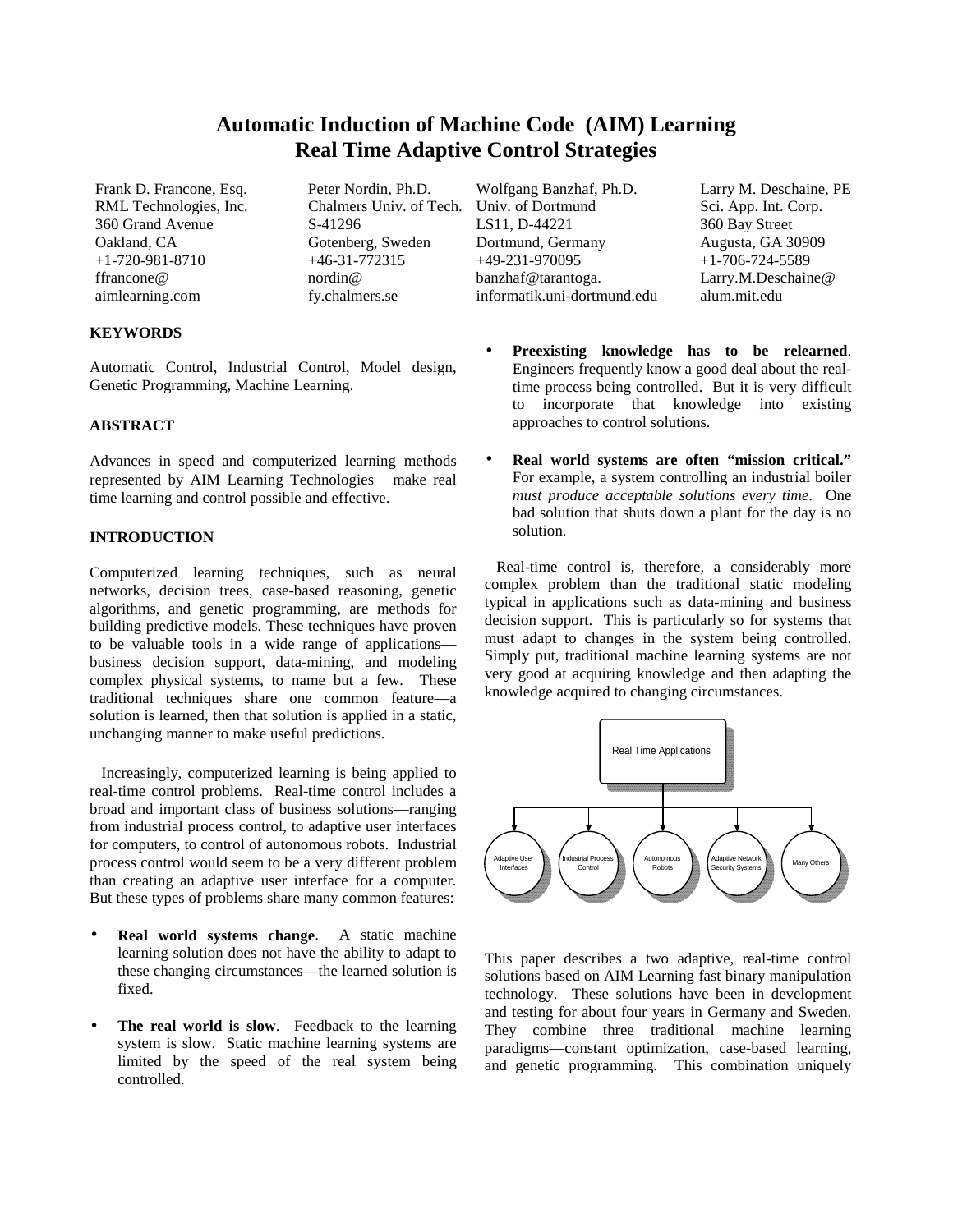# Automatic Induction of Machine Code (AIM) Learning Real Time Adaptive Control Strategies

Frank D. Francone, Esq.
RML Technologies, Inc.
360 Grand Avenue
Oakland, CA
+1-720-981-8710
ffrancone@aimlearning.com

Peter Nordin, Ph.D.
Chalmers Univ. of Tech.
S-41296
Gotenberg, Sweden
+46-31-772315
nordin@fy.chalmers.se

Wolfgang Banzhaf, Ph.D.
Univ. of Dortmund
LS11, D-44221
Dortmund, Germany
+49-231-970095
banzhaf@tarantoga.informatik.uni-dortmund.edu

Larry M. Deschaine, PE
Sci. App. Int. Corp.
360 Bay Street
Augusta, GA 30909
+1-706-724-5589
Larry.M.Deschaine@alum.mit.edu

## KEYWORDS

Automatic Control, Industrial Control, Model design, Genetic Programming, Machine Learning.

## ABSTRACT

Advances in speed and computerized learning methods represented by AIM Learning Technologies make real time learning and control possible and effective.

## INTRODUCTION

Computerized learning techniques, such as neural networks, decision trees, case-based reasoning, genetic algorithms, and genetic programming, are methods for building predictive models. These techniques have proven to be valuable tools in a wide range of applications—business decision support, data-mining, and modeling complex physical systems, to name but a few. These traditional techniques share one common feature—a solution is learned, then that solution is applied in a static, unchanging manner to make useful predictions.

Increasingly, computerized learning is being applied to real-time control problems. Real-time control includes a broad and important class of business solutions—ranging from industrial process control, to adaptive user interfaces for computers, to control of autonomous robots. Industrial process control would seem to be a very different problem than creating an adaptive user interface for a computer. But these types of problems share many common features:

- **Real world systems change**. A static machine learning solution does not have the ability to adapt to these changing circumstances—the learned solution is fixed.
- **The real world is slow**. Feedback to the learning system is slow. Static machine learning systems are limited by the speed of the real system being controlled.
- **Preexisting knowledge has to be relearned**. Engineers frequently know a good deal about the real-time process being controlled. But it is very difficult to incorporate that knowledge into existing approaches to control solutions.
- **Real world systems are often "mission critical."** For example, a system controlling an industrial boiler *must produce acceptable solutions every time*. One bad solution that shuts down a plant for the day is no solution.

Real-time control is, therefore, a considerably more complex problem than the traditional static modeling typical in applications such as data-mining and business decision support. This is particularly so for systems that must adapt to changes in the system being controlled. Simply put, traditional machine learning systems are not very good at acquiring knowledge and then adapting the knowledge acquired to changing circumstances.

Real Time Applications

Adaptive User Interfaces | Industrial Process Control | Autonomous Robots | Adaptive Network Security Systems | Many Others

This paper describes a two adaptive, real-time control solutions based on AIM Learning fast binary manipulation technology. These solutions have been in development and testing for about four years in Germany and Sweden. They combine three traditional machine learning paradigms—constant optimization, case-based learning, and genetic programming. This combination uniquely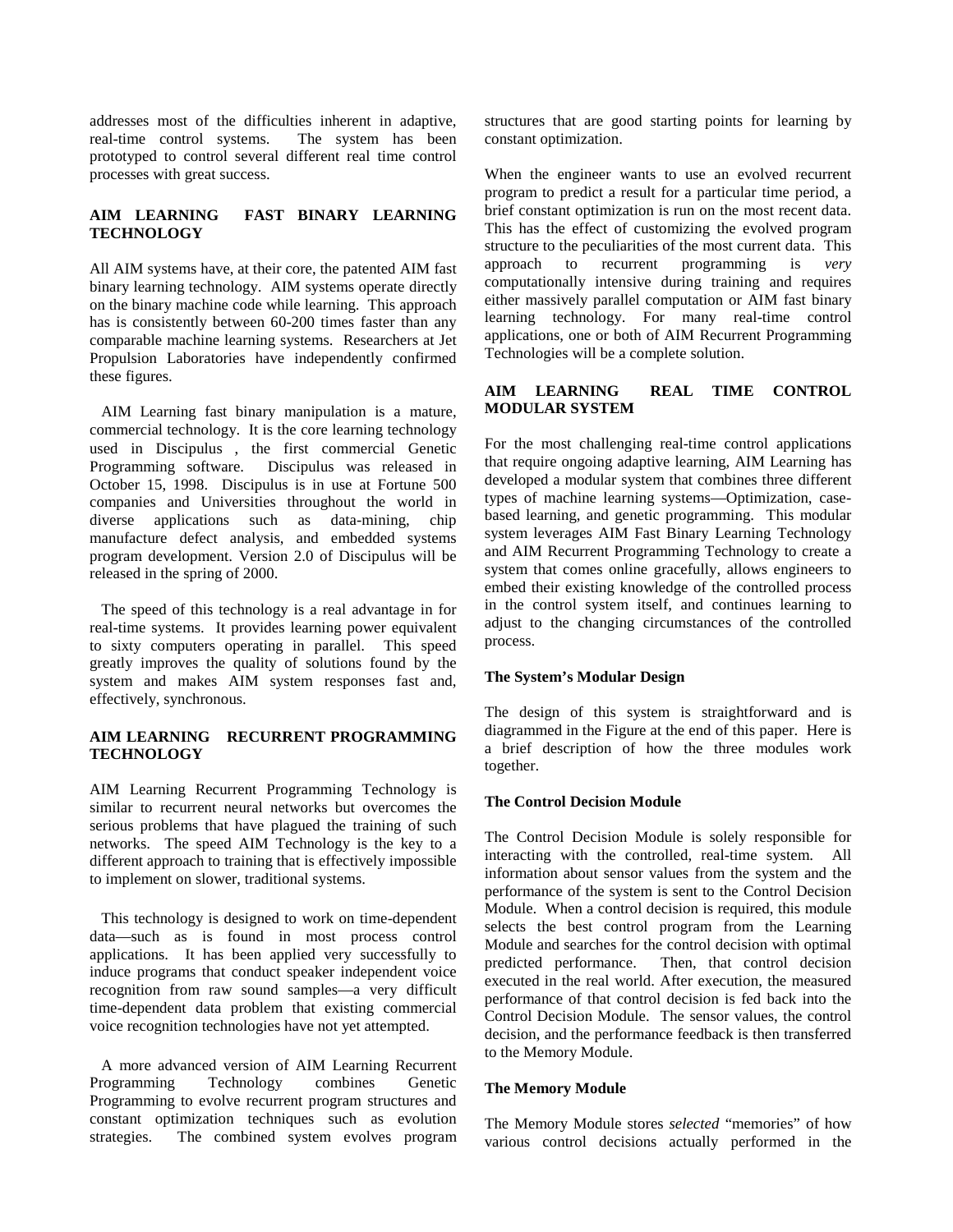addresses most of the difficulties inherent in adaptive, real-time control systems. The system has been prototyped to control several different real time control processes with great success.

## AIM LEARNING FAST BINARY LEARNING TECHNOLOGY

All AIM systems have, at their core, the patented AIM fast binary learning technology. AIM systems operate directly on the binary machine code while learning. This approach has is consistently between 60-200 times faster than any comparable machine learning systems. Researchers at Jet Propulsion Laboratories have independently confirmed these figures.

AIM Learning fast binary manipulation is a mature, commercial technology. It is the core learning technology used in Discipulus , the first commercial Genetic Programming software. Discipulus was released in October 15, 1998. Discipulus is in use at Fortune 500 companies and Universities throughout the world in diverse applications such as data-mining, chip manufacture defect analysis, and embedded systems program development. Version 2.0 of Discipulus will be released in the spring of 2000.

The speed of this technology is a real advantage in for real-time systems. It provides learning power equivalent to sixty computers operating in parallel. This speed greatly improves the quality of solutions found by the system and makes AIM system responses fast and, effectively, synchronous.

## AIM LEARNING RECURRENT PROGRAMMING TECHNOLOGY

AIM Learning Recurrent Programming Technology is similar to recurrent neural networks but overcomes the serious problems that have plagued the training of such networks. The speed AIM Technology is the key to a different approach to training that is effectively impossible to implement on slower, traditional systems.

This technology is designed to work on time-dependent data—such as is found in most process control applications. It has been applied very successfully to induce programs that conduct speaker independent voice recognition from raw sound samples—a very difficult time-dependent data problem that existing commercial voice recognition technologies have not yet attempted.

A more advanced version of AIM Learning Recurrent Programming Technology combines Genetic Programming to evolve recurrent program structures and constant optimization techniques such as evolution strategies. The combined system evolves program structures that are good starting points for learning by constant optimization.

When the engineer wants to use an evolved recurrent program to predict a result for a particular time period, a brief constant optimization is run on the most recent data. This has the effect of customizing the evolved program structure to the peculiarities of the most current data. This approach to recurrent programming is *very* computationally intensive during training and requires either massively parallel computation or AIM fast binary learning technology. For many real-time control applications, one or both of AIM Recurrent Programming Technologies will be a complete solution.

## AIM LEARNING REAL TIME CONTROL MODULAR SYSTEM

For the most challenging real-time control applications that require ongoing adaptive learning, AIM Learning has developed a modular system that combines three different types of machine learning systems—Optimization, case-based learning, and genetic programming. This modular system leverages AIM Fast Binary Learning Technology and AIM Recurrent Programming Technology to create a system that comes online gracefully, allows engineers to embed their existing knowledge of the controlled process in the control system itself, and continues learning to adjust to the changing circumstances of the controlled process.

### The System's Modular Design

The design of this system is straightforward and is diagrammed in the Figure at the end of this paper. Here is a brief description of how the three modules work together.

### The Control Decision Module

The Control Decision Module is solely responsible for interacting with the controlled, real-time system. All information about sensor values from the system and the performance of the system is sent to the Control Decision Module. When a control decision is required, this module selects the best control program from the Learning Module and searches for the control decision with optimal predicted performance. Then, that control decision executed in the real world. After execution, the measured performance of that control decision is fed back into the Control Decision Module. The sensor values, the control decision, and the performance feedback is then transferred to the Memory Module.

### The Memory Module

The Memory Module stores *selected* "memories" of how various control decisions actually performed in the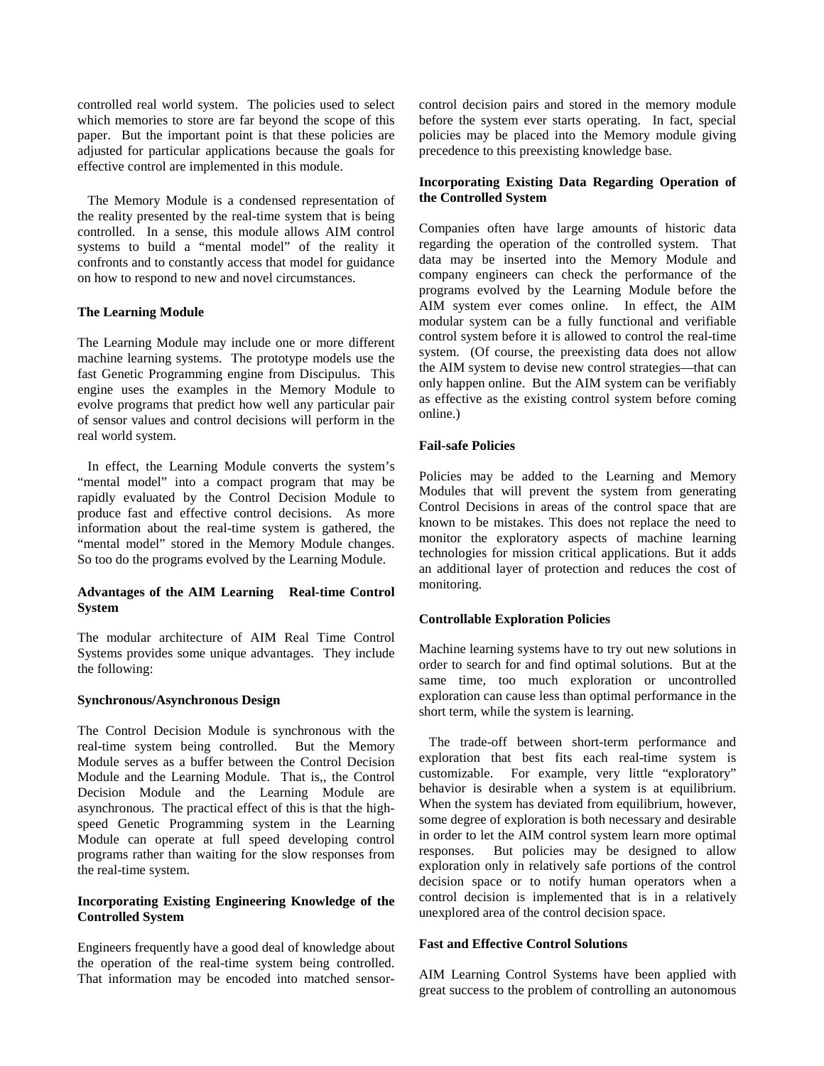controlled real world system. The policies used to select which memories to store are far beyond the scope of this paper. But the important point is that these policies are adjusted for particular applications because the goals for effective control are implemented in this module.

The Memory Module is a condensed representation of the reality presented by the real-time system that is being controlled. In a sense, this module allows AIM control systems to build a "mental model" of the reality it confronts and to constantly access that model for guidance on how to respond to new and novel circumstances.

**The Learning Module**

The Learning Module may include one or more different machine learning systems. The prototype models use the fast Genetic Programming engine from Discipulus. This engine uses the examples in the Memory Module to evolve programs that predict how well any particular pair of sensor values and control decisions will perform in the real world system.

In effect, the Learning Module converts the system's "mental model" into a compact program that may be rapidly evaluated by the Control Decision Module to produce fast and effective control decisions. As more information about the real-time system is gathered, the "mental model" stored in the Memory Module changes. So too do the programs evolved by the Learning Module.

**Advantages of the AIM Learning Real-time Control System**

The modular architecture of AIM Real Time Control Systems provides some unique advantages. They include the following:

**Synchronous/Asynchronous Design**

The Control Decision Module is synchronous with the real-time system being controlled. But the Memory Module serves as a buffer between the Control Decision Module and the Learning Module. That is,, the Control Decision Module and the Learning Module are asynchronous. The practical effect of this is that the high-speed Genetic Programming system in the Learning Module can operate at full speed developing control programs rather than waiting for the slow responses from the real-time system.

**Incorporating Existing Engineering Knowledge of the Controlled System**

Engineers frequently have a good deal of knowledge about the operation of the real-time system being controlled. That information may be encoded into matched sensor-control decision pairs and stored in the memory module before the system ever starts operating. In fact, special policies may be placed into the Memory module giving precedence to this preexisting knowledge base.

**Incorporating Existing Data Regarding Operation of the Controlled System**

Companies often have large amounts of historic data regarding the operation of the controlled system. That data may be inserted into the Memory Module and company engineers can check the performance of the programs evolved by the Learning Module before the AIM system ever comes online. In effect, the AIM modular system can be a fully functional and verifiable control system before it is allowed to control the real-time system. (Of course, the preexisting data does not allow the AIM system to devise new control strategies—that can only happen online. But the AIM system can be verifiably as effective as the existing control system before coming online.)

**Fail-safe Policies**

Policies may be added to the Learning and Memory Modules that will prevent the system from generating Control Decisions in areas of the control space that are known to be mistakes. This does not replace the need to monitor the exploratory aspects of machine learning technologies for mission critical applications. But it adds an additional layer of protection and reduces the cost of monitoring.

**Controllable Exploration Policies**

Machine learning systems have to try out new solutions in order to search for and find optimal solutions. But at the same time, too much exploration or uncontrolled exploration can cause less than optimal performance in the short term, while the system is learning.

The trade-off between short-term performance and exploration that best fits each real-time system is customizable. For example, very little "exploratory" behavior is desirable when a system is at equilibrium. When the system has deviated from equilibrium, however, some degree of exploration is both necessary and desirable in order to let the AIM control system learn more optimal responses. But policies may be designed to allow exploration only in relatively safe portions of the control decision space or to notify human operators when a control decision is implemented that is in a relatively unexplored area of the control decision space.

**Fast and Effective Control Solutions**

AIM Learning Control Systems have been applied with great success to the problem of controlling an autonomous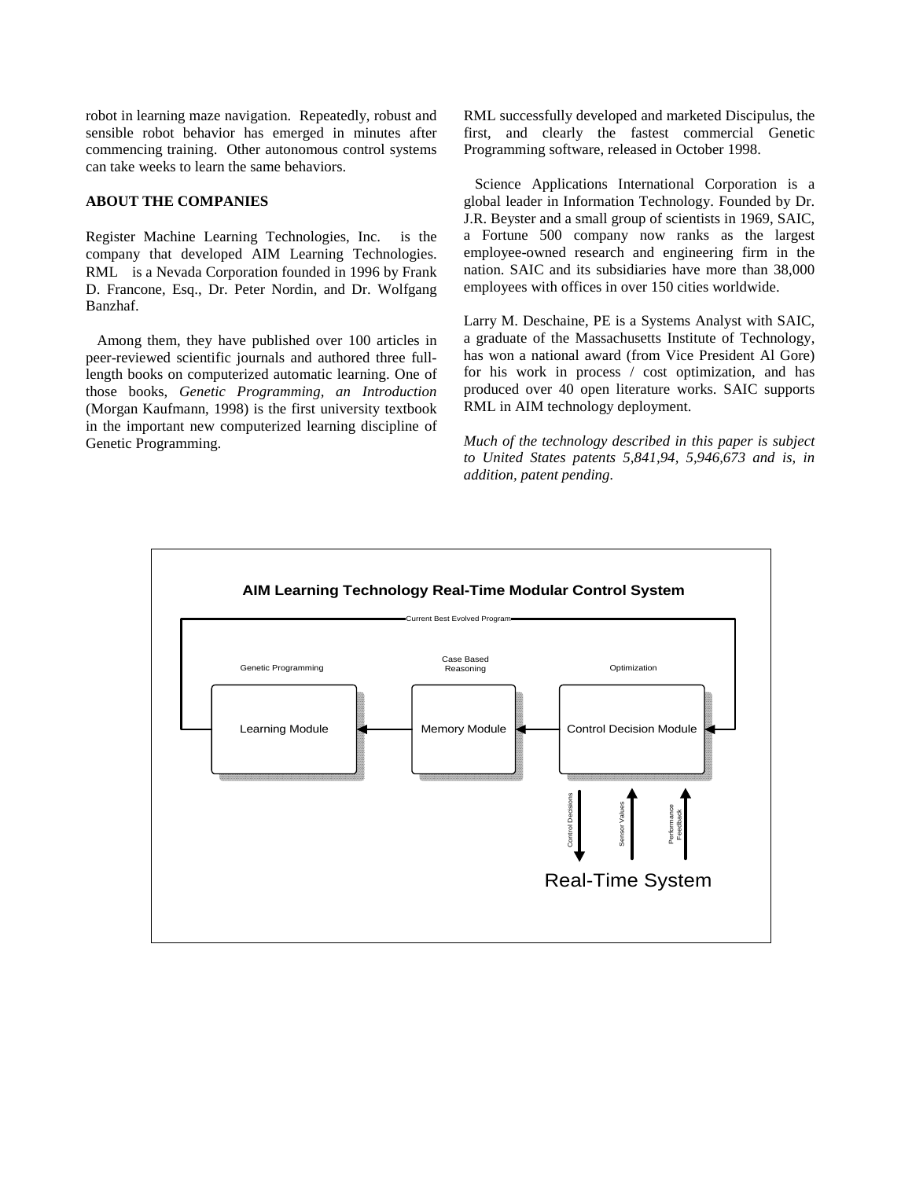robot in learning maze navigation. Repeatedly, robust and sensible robot behavior has emerged in minutes after commencing training. Other autonomous control systems can take weeks to learn the same behaviors.

**ABOUT THE COMPANIES**

Register Machine Learning Technologies, Inc. is the company that developed AIM Learning Technologies. RML is a Nevada Corporation founded in 1996 by Frank D. Francone, Esq., Dr. Peter Nordin, and Dr. Wolfgang Banzhaf.

Among them, they have published over 100 articles in peer-reviewed scientific journals and authored three full-length books on computerized automatic learning. One of those books, *Genetic Programming, an Introduction* (Morgan Kaufmann, 1998) is the first university textbook in the important new computerized learning discipline of Genetic Programming.

RML successfully developed and marketed Discipulus, the first, and clearly the fastest commercial Genetic Programming software, released in October 1998.

Science Applications International Corporation is a global leader in Information Technology. Founded by Dr. J.R. Beyster and a small group of scientists in 1969, SAIC, a Fortune 500 company now ranks as the largest employee-owned research and engineering firm in the nation. SAIC and its subsidiaries have more than 38,000 employees with offices in over 150 cities worldwide.

Larry M. Deschaine, PE is a Systems Analyst with SAIC, a graduate of the Massachusetts Institute of Technology, has won a national award (from Vice President Al Gore) for his work in process / cost optimization, and has produced over 40 open literature works. SAIC supports RML in AIM technology deployment.

*Much of the technology described in this paper is subject to United States patents 5,841,94, 5,946,673 and is, in addition, patent pending.*

AIM Learning Technology Real-Time Modular Control System

Current Best Evolved Program

Genetic Programming

Case Based Reasoning

Optimization

Learning Module

Memory Module

Control Decision Module

Control Decisions

Sensor Values

Performance Feedback

Real-Time System